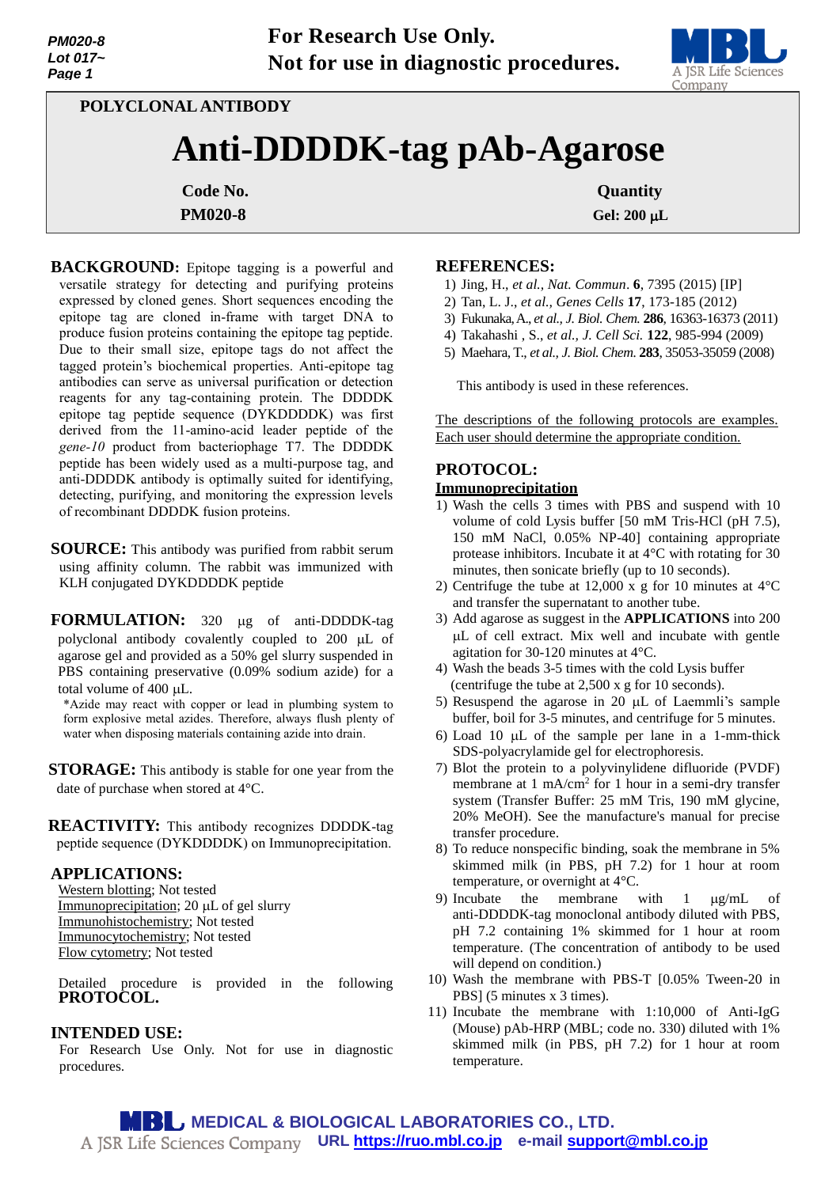**For Research Use Only.**
**Not for use in diagnostic procedures.**

POLYCLONAL ANTIBODY

# Anti-DDDDK-tag pAb-Agarose

| Code No. | Quantity |
|---|---|
| PM020-8 | Gel: 200 μL |

**BACKGROUND:** Epitope tagging is a powerful and versatile strategy for detecting and purifying proteins expressed by cloned genes. Short sequences encoding the epitope tag are cloned in-frame with target DNA to produce fusion proteins containing the epitope tag peptide. Due to their small size, epitope tags do not affect the tagged protein's biochemical properties. Anti-epitope tag antibodies can serve as universal purification or detection reagents for any tag-containing protein. The DDDDK epitope tag peptide sequence (DYKDDDDK) was first derived from the 11-amino-acid leader peptide of the *gene-10* product from bacteriophage T7. The DDDDK peptide has been widely used as a multi-purpose tag, and anti-DDDDK antibody is optimally suited for identifying, detecting, purifying, and monitoring the expression levels of recombinant DDDDK fusion proteins.

**SOURCE:** This antibody was purified from rabbit serum using affinity column. The rabbit was immunized with KLH conjugated DYKDDDDK peptide

**FORMULATION:** 320 μg of anti-DDDDK-tag polyclonal antibody covalently coupled to 200 μL of agarose gel and provided as a 50% gel slurry suspended in PBS containing preservative (0.09% sodium azide) for a total volume of 400 μL.

*Azide may react with copper or lead in plumbing system to form explosive metal azides. Therefore, always flush plenty of water when disposing materials containing azide into drain.

**STORAGE:** This antibody is stable for one year from the date of purchase when stored at 4°C.

**REACTIVITY:** This antibody recognizes DDDDK-tag peptide sequence (DYKDDDDK) on Immunoprecipitation.

**APPLICATIONS:**

Western blotting; Not tested
Immunoprecipitation; 20 μL of gel slurry
Immunohistochemistry; Not tested
Immunocytochemistry; Not tested
Flow cytometry; Not tested

Detailed procedure is provided in the following **PROTOCOL.**

**INTENDED USE:**

For Research Use Only. Not for use in diagnostic procedures.

**REFERENCES:**

1) Jing, H., *et al., Nat. Commun*. **6**, 7395 (2015) [IP]
2) Tan, L. J., *et al., Genes Cells* **17**, 173-185 (2012)
3) Fukunaka, A., *et al., J. Biol. Chem.* **286**, 16363-16373 (2011)
4) Takahashi , S., *et al., J. Cell Sci.* **122**, 985-994 (2009)
5) Maehara, T., *et al., J. Biol. Chem.* **283**, 35053-35059 (2008)

This antibody is used in these references.

The descriptions of the following protocols are examples. Each user should determine the appropriate condition.

**PROTOCOL:**

**Immunoprecipitation**

1) Wash the cells 3 times with PBS and suspend with 10 volume of cold Lysis buffer [50 mM Tris-HCl (pH 7.5), 150 mM NaCl, 0.05% NP-40] containing appropriate protease inhibitors. Incubate it at 4°C with rotating for 30 minutes, then sonicate briefly (up to 10 seconds).
2) Centrifuge the tube at 12,000 x g for 10 minutes at 4°C and transfer the supernatant to another tube.
3) Add agarose as suggest in the **APPLICATIONS** into 200 μL of cell extract. Mix well and incubate with gentle agitation for 30-120 minutes at 4°C.
4) Wash the beads 3-5 times with the cold Lysis buffer (centrifuge the tube at 2,500 x g for 10 seconds).
5) Resuspend the agarose in 20 μL of Laemmli's sample buffer, boil for 3-5 minutes, and centrifuge for 5 minutes.
6) Load 10 μL of the sample per lane in a 1-mm-thick SDS-polyacrylamide gel for electrophoresis.
7) Blot the protein to a polyvinylidene difluoride (PVDF) membrane at 1 mA/cm$^2$ for 1 hour in a semi-dry transfer system (Transfer Buffer: 25 mM Tris, 190 mM glycine, 20% MeOH). See the manufacture's manual for precise transfer procedure.
8) To reduce nonspecific binding, soak the membrane in 5% skimmed milk (in PBS, pH 7.2) for 1 hour at room temperature, or overnight at 4°C.
9) Incubate the membrane with 1 μg/mL of anti-DDDDK-tag monoclonal antibody diluted with PBS, pH 7.2 containing 1% skimmed for 1 hour at room temperature. (The concentration of antibody to be used will depend on condition.)
10) Wash the membrane with PBS-T [0.05% Tween-20 in PBS] (5 minutes x 3 times).
11) Incubate the membrane with 1:10,000 of Anti-IgG (Mouse) pAb-HRP (MBL; code no. 330) diluted with 1% skimmed milk (in PBS, pH 7.2) for 1 hour at room temperature.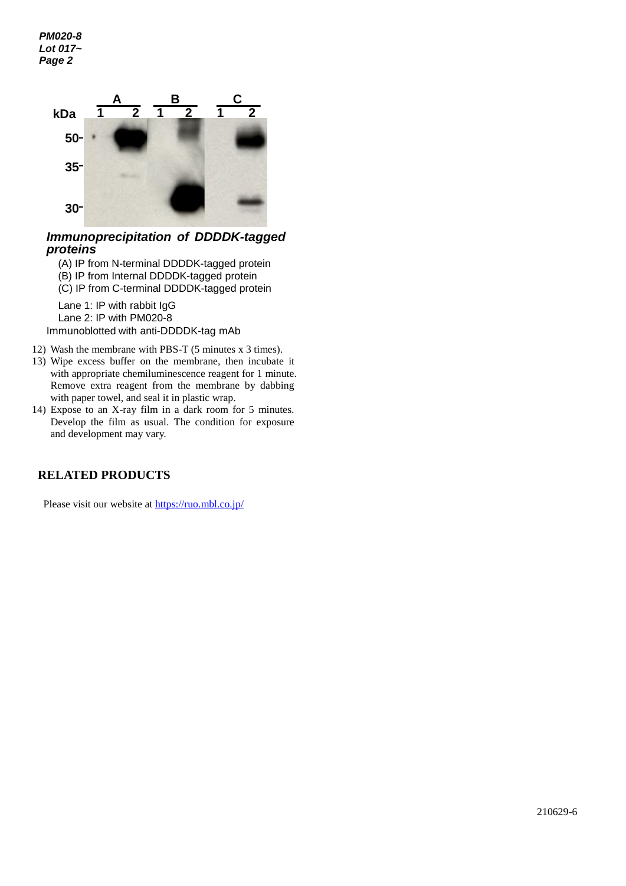kDa

A B C

1 2 1 2 1 2

50-

35-

30-

***Immunoprecipitation of DDDDK-tagged proteins***

(A) IP from N-terminal DDDDK-tagged protein
(B) IP from Internal DDDDK-tagged protein
(C) IP from C-terminal DDDDK-tagged protein

Lane 1: IP with rabbit IgG
Lane 2: IP with PM020-8

Immunoblotted with anti-DDDDK-tag mAb

12) Wash the membrane with PBS-T (5 minutes x 3 times).
13) Wipe excess buffer on the membrane, then incubate it with appropriate chemiluminescence reagent for 1 minute. Remove extra reagent from the membrane by dabbing with paper towel, and seal it in plastic wrap.
14) Expose to an X-ray film in a dark room for 5 minutes. Develop the film as usual. The condition for exposure and development may vary.

## RELATED PRODUCTS

Please visit our website at https://ruo.mbl.co.jp/

210629-6